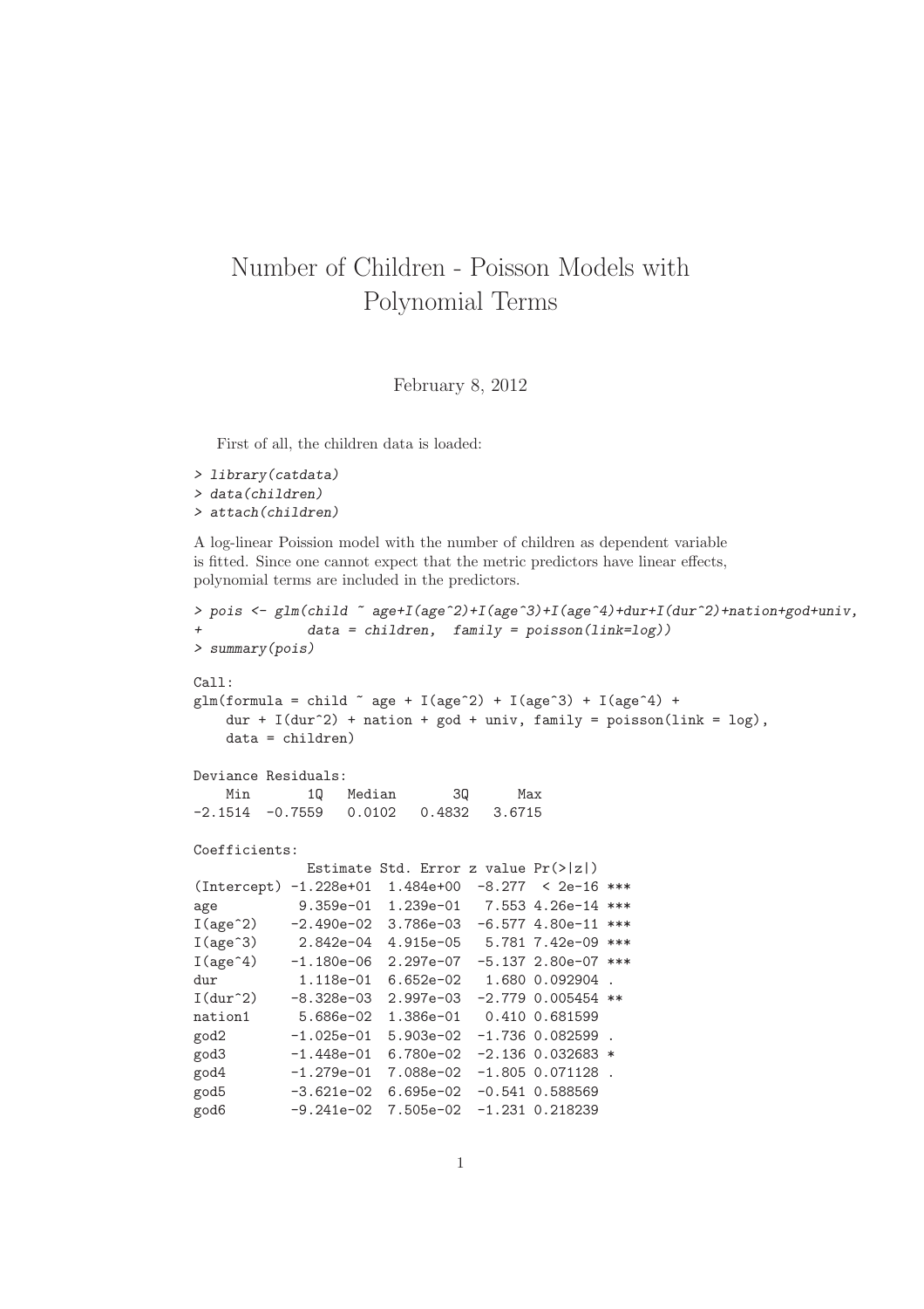# Number of Children - Poisson Models with Polynomial Terms

February 8, 2012

First of all, the children data is loaded:

```
> library(catdata)
> data(children)
> attach(children)
```

A log-linear Poisson model with the number of children as dependent variable is fitted. Since one cannot expect that the metric predictors have linear effects, polynomial terms are included in the predictors.

```
> pois <- glm(child ~ age+I(age^2)+I(age^3)+I(age^4)+dur+I(dur^2)+nation+god+univ,
+             data = children,  family = poisson(link=log))
> summary(pois)

Call:
glm(formula = child ~ age + I(age^2) + I(age^3) + I(age^4) +
    dur + I(dur^2) + nation + god + univ, family = poisson(link = log),
    data = children)

Deviance Residuals:
    Min       1Q   Median       3Q      Max
-2.1514  -0.7559   0.0102   0.4832   3.6715

Coefficients:
              Estimate Std. Error z value Pr(>|z|)
(Intercept) -1.228e+01  1.484e+00  -8.277  < 2e-16 ***
age          9.359e-01  1.239e-01   7.553 4.26e-14 ***
I(age^2)    -2.490e-02  3.786e-03  -6.577 4.80e-11 ***
I(age^3)     2.842e-04  4.915e-05   5.781 7.42e-09 ***
I(age^4)    -1.180e-06  2.297e-07  -5.137 2.80e-07 ***
dur          1.118e-01  6.652e-02   1.680 0.092904 .
I(dur^2)    -8.328e-03  2.997e-03  -2.779 0.005454 **
nation1      5.686e-02  1.386e-01   0.410 0.681599
god2        -1.025e-01  5.903e-02  -1.736 0.082599 .
god3        -1.448e-01  6.780e-02  -2.136 0.032683 *
god4        -1.279e-01  7.088e-02  -1.805 0.071128 .
god5        -3.621e-02  6.695e-02  -0.541 0.588569
god6        -9.241e-02  7.505e-02  -1.231 0.218239
```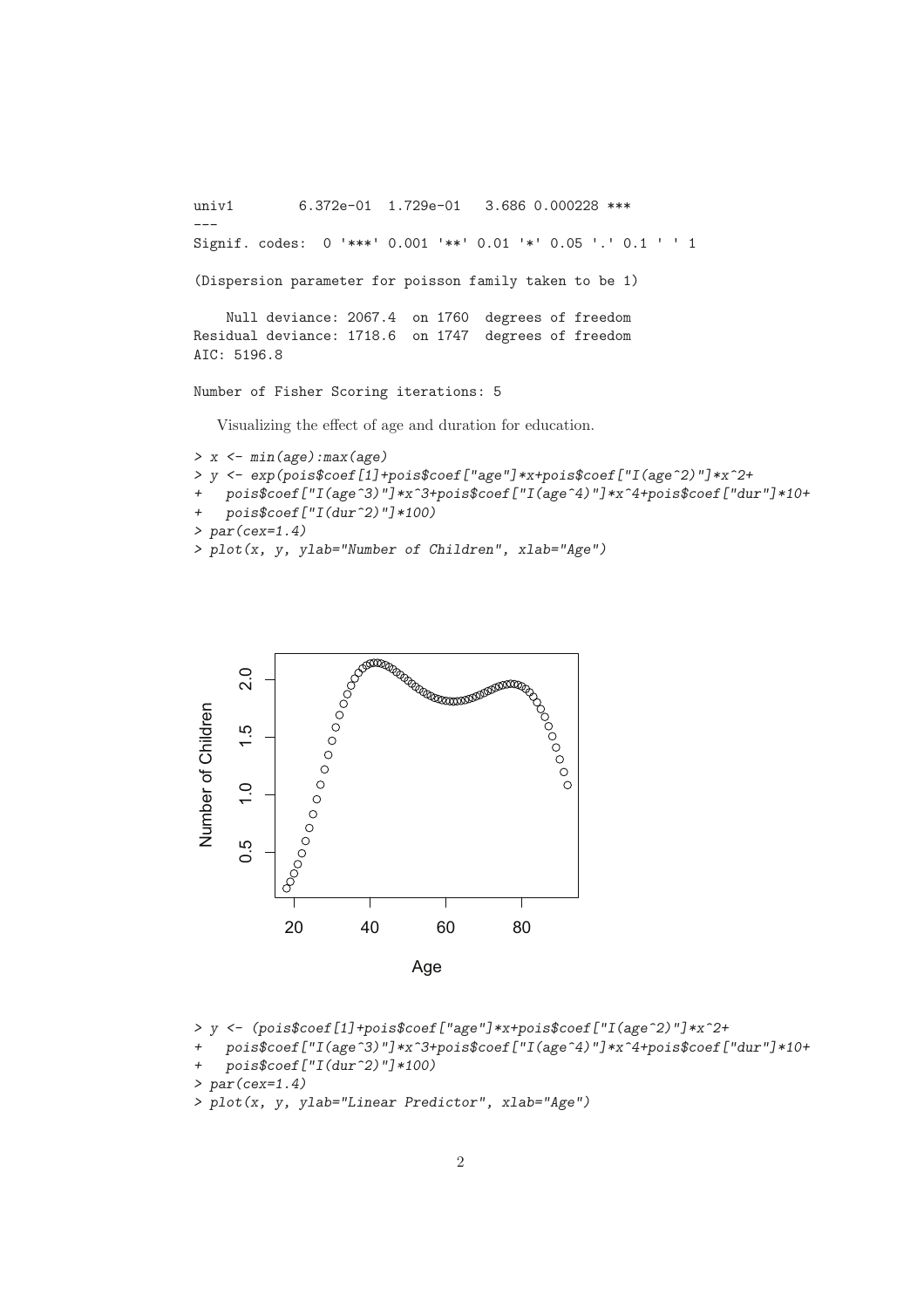```
univ1        6.372e-01  1.729e-01   3.686 0.000228 ***
---
Signif. codes:  0 '***' 0.001 '**' 0.01 '*' 0.05 '.' 0.1 ' ' 1

(Dispersion parameter for poisson family taken to be 1)

    Null deviance: 2067.4  on 1760  degrees of freedom
Residual deviance: 1718.6  on 1747  degrees of freedom
AIC: 5196.8

Number of Fisher Scoring iterations: 5
```

Visualizing the effect of age and duration for education.

```
> x <- min(age):max(age)
> y <- exp(pois$coef[1]+pois$coef["age"]*x+pois$coef["I(age^2)"]*x^2+
+   pois$coef["I(age^3)"]*x^3+pois$coef["I(age^4)"]*x^4+pois$coef["dur"]*10+
+   pois$coef["I(dur^2)"]*100)
> par(cex=1.4)
> plot(x, y, ylab="Number of Children", xlab="Age")
```

```
> y <- (pois$coef[1]+pois$coef["age"]*x+pois$coef["I(age^2)"]*x^2+
+   pois$coef["I(age^3)"]*x^3+pois$coef["I(age^4)"]*x^4+pois$coef["dur"]*10+
+   pois$coef["I(dur^2)"]*100)
> par(cex=1.4)
> plot(x, y, ylab="Linear Predictor", xlab="Age")
```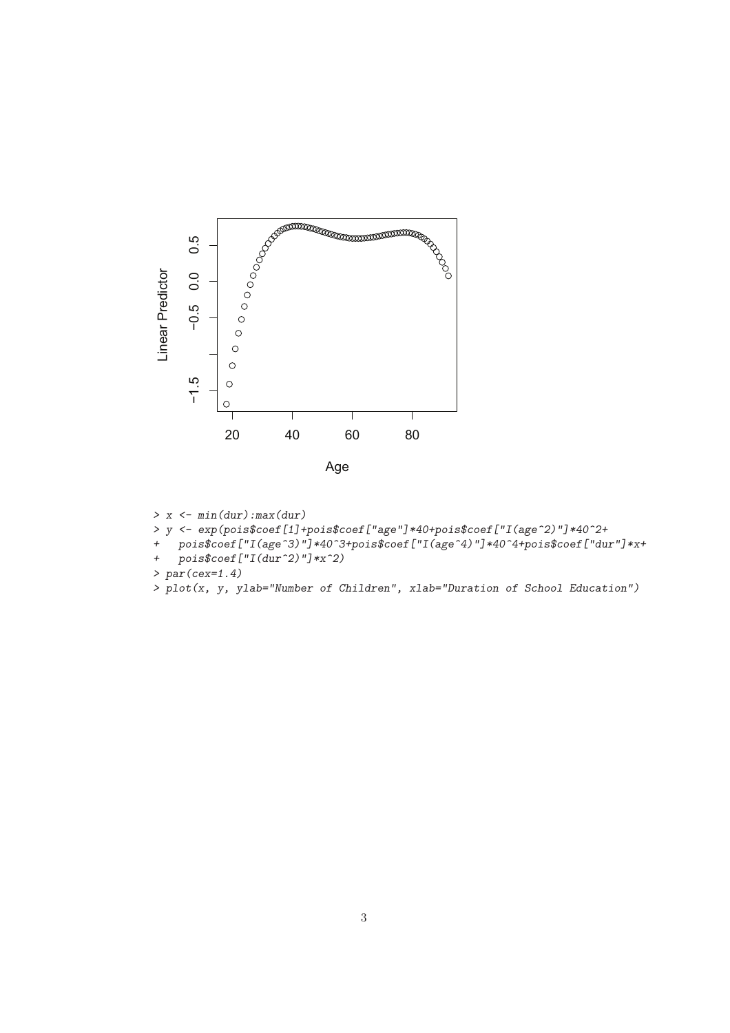```
> x <- min(dur):max(dur)
> y <- exp(pois$coef[1]+pois$coef["age"]*40+pois$coef["I(age^2)"]*40^2+
+   pois$coef["I(age^3)"]*40^3+pois$coef["I(age^4)"]*40^4+pois$coef["dur"]*x+
+   pois$coef["I(dur^2)"]*x^2)
> par(cex=1.4)
> plot(x, y, ylab="Number of Children", xlab="Duration of School Education")
```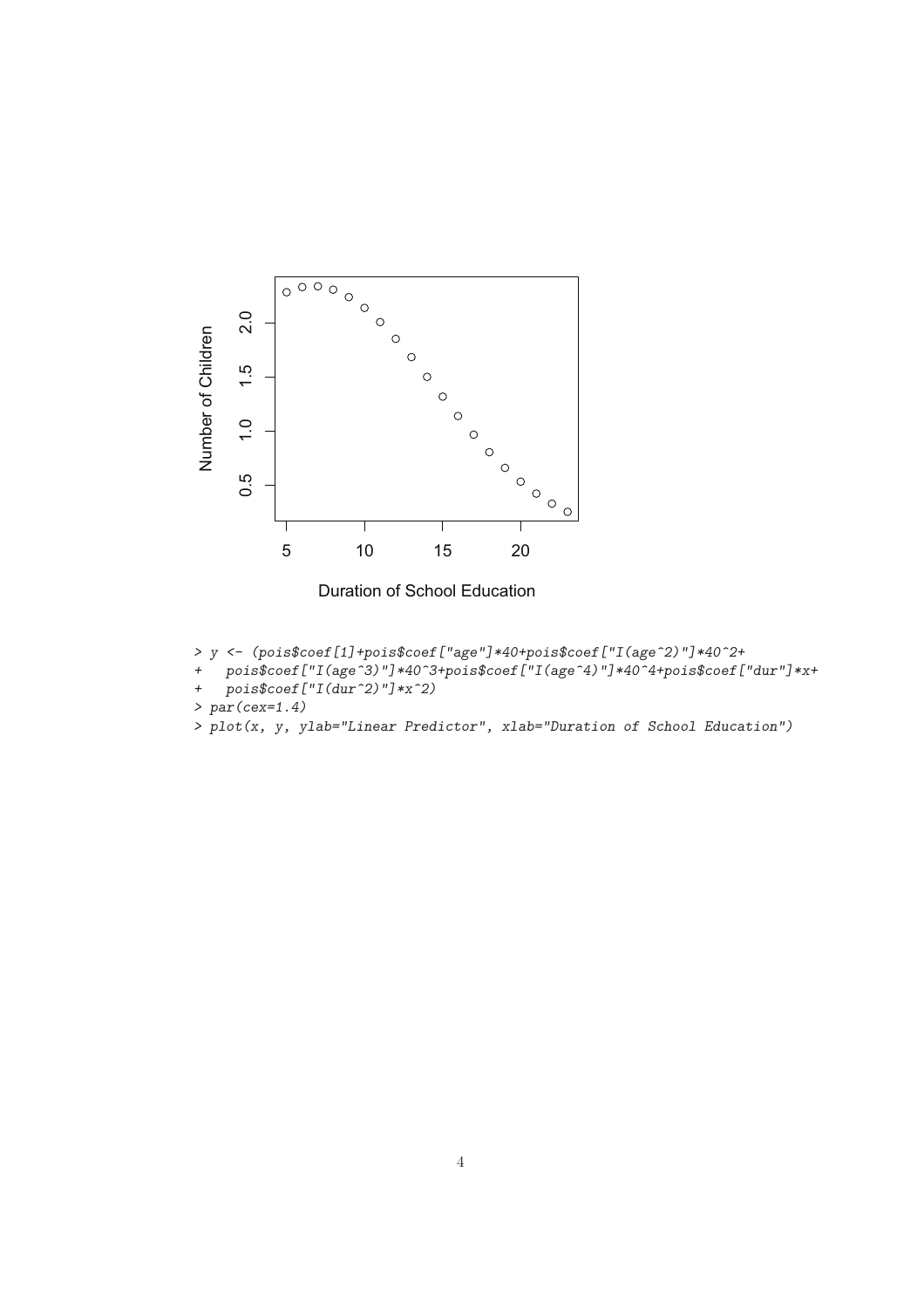```
> y <- (pois$coef[1]+pois$coef["age"]*40+pois$coef["I(age^2)"]*40^2+
+   pois$coef["I(age^3)"]*40^3+pois$coef["I(age^4)"]*40^4+pois$coef["dur"]*x+
+   pois$coef["I(dur^2)"]*x^2)
> par(cex=1.4)
> plot(x, y, ylab="Linear Predictor", xlab="Duration of School Education")
```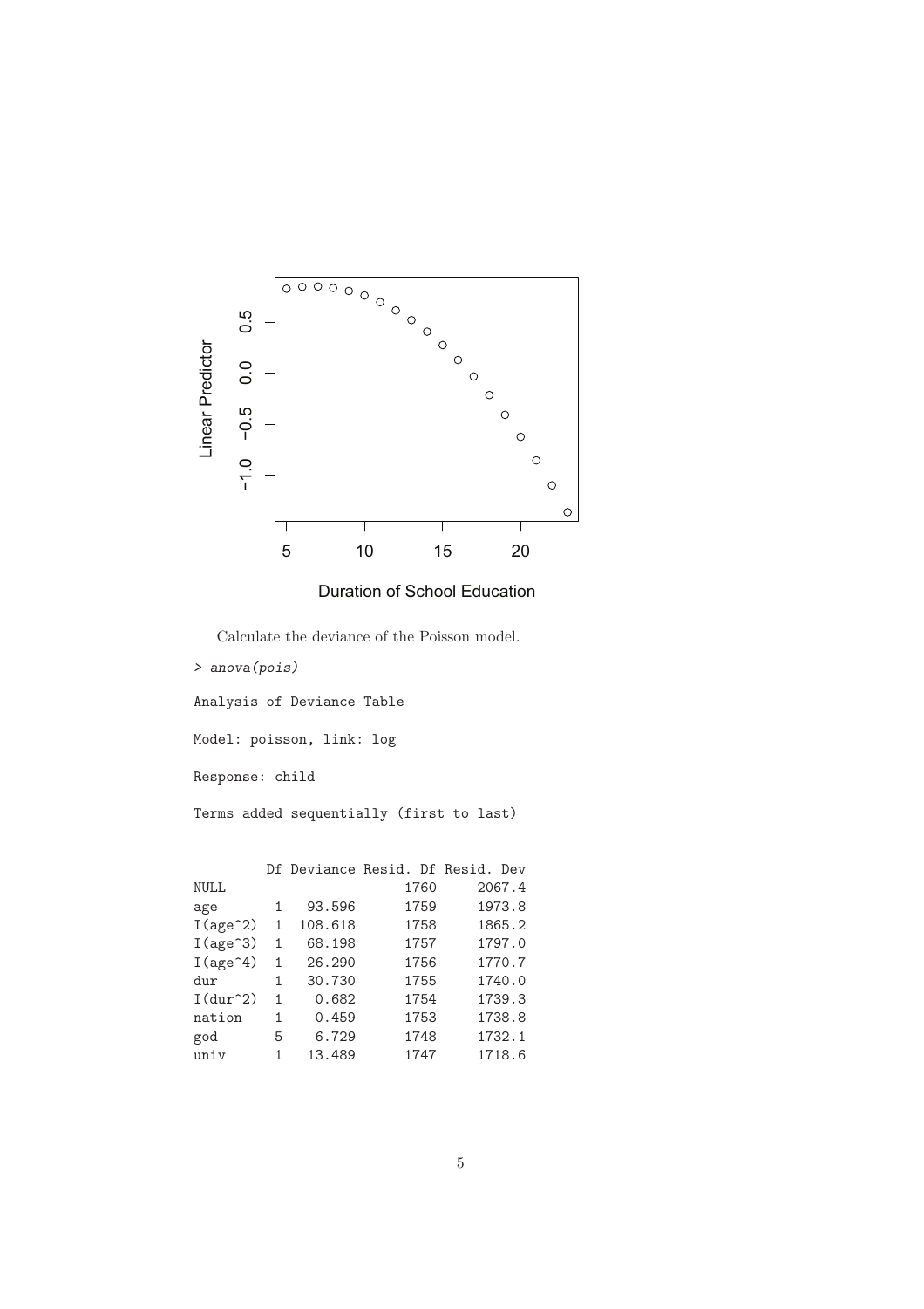Linear Predictor

−1.0

−0.5

0.0

0.5

5

10

15

20

Duration of School Education

Calculate the deviance of the Poisson model.

```
> anova(pois)

Analysis of Deviance Table

Model: poisson, link: log

Response: child

Terms added sequentially (first to last)


         Df Deviance Resid. Df Resid. Dev
NULL                      1760     2067.4
age       1   93.596      1759     1973.8
I(age^2)  1  108.618      1758     1865.2
I(age^3)  1   68.198      1757     1797.0
I(age^4)  1   26.290      1756     1770.7
dur       1   30.730      1755     1740.0
I(dur^2)  1    0.682      1754     1739.3
nation    1    0.459      1753     1738.8
god       5    6.729      1748     1732.1
univ      1   13.489      1747     1718.6
```